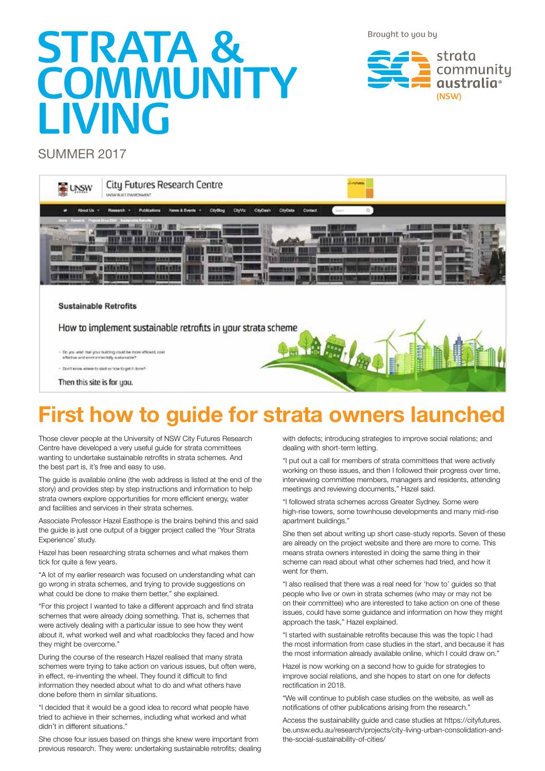# STRATA & COMMUNITY LIVING

Brought to you by

strata community australia (NSW)

SUMMER 2017

## First how to guide for strata owners launched

Those clever people at the University of NSW City Futures Research Centre have developed a very useful guide for strata committees wanting to undertake sustainable retrofits in strata schemes. And the best part is, it's free and easy to use.

The guide is available online (the web address is listed at the end of the story) and provides step by step instructions and information to help strata owners explore opportunities for more efficient energy, water and facilities and services in their strata schemes.

Associate Professor Hazel Easthope is the brains behind this and said the guide is just one output of a bigger project called the 'Your Strata Experience' study.

Hazel has been researching strata schemes and what makes them tick for quite a few years.

"A lot of my earlier research was focused on understanding what can go wrong in strata schemes, and trying to provide suggestions on what could be done to make them better," she explained.

"For this project I wanted to take a different approach and find strata schemes that were already doing something. That is, schemes that were actively dealing with a particular issue to see how they went about it, what worked well and what roadblocks they faced and how they might be overcome."

During the course of the research Hazel realised that many strata schemes were trying to take action on various issues, but often were, in effect, re-inventing the wheel. They found it difficult to find information they needed about what to do and what others have done before them in similar situations.

"I decided that it would be a good idea to record what people have tried to achieve in their schemes, including what worked and what didn't in different situations."

She chose four issues based on things she knew were important from previous research. They were: undertaking sustainable retrofits; dealing with defects; introducing strategies to improve social relations; and dealing with short-term letting.

"I put out a call for members of strata committees that were actively working on these issues, and then I followed their progress over time, interviewing committee members, managers and residents, attending meetings and reviewing documents," Hazel said.

"I followed strata schemes across Greater Sydney. Some were high-rise towers, some townhouse developments and many mid-rise apartment buildings."

She then set about writing up short case-study reports. Seven of these are already on the project website and there are more to come. This means strata owners interested in doing the same thing in their scheme can read about what other schemes had tried, and how it went for them.

"I also realised that there was a real need for 'how to' guides so that people who live or own in strata schemes (who may or may not be on their committee) who are interested to take action on one of these issues, could have some guidance and information on how they might approach the task," Hazel explained.

"I started with sustainable retrofits because this was the topic I had the most information from case studies in the start, and because it has the most information already available online, which I could draw on."

Hazel is now working on a second how to guide for strategies to improve social relations, and she hopes to start on one for defects rectification in 2018.

"We will continue to publish case studies on the website, as well as notifications of other publications arising from the research."

Access the sustainability guide and case studies at https://cityfutures.be.unsw.edu.au/research/projects/city-living-urban-consolidation-and-the-social-sustainability-of-cities/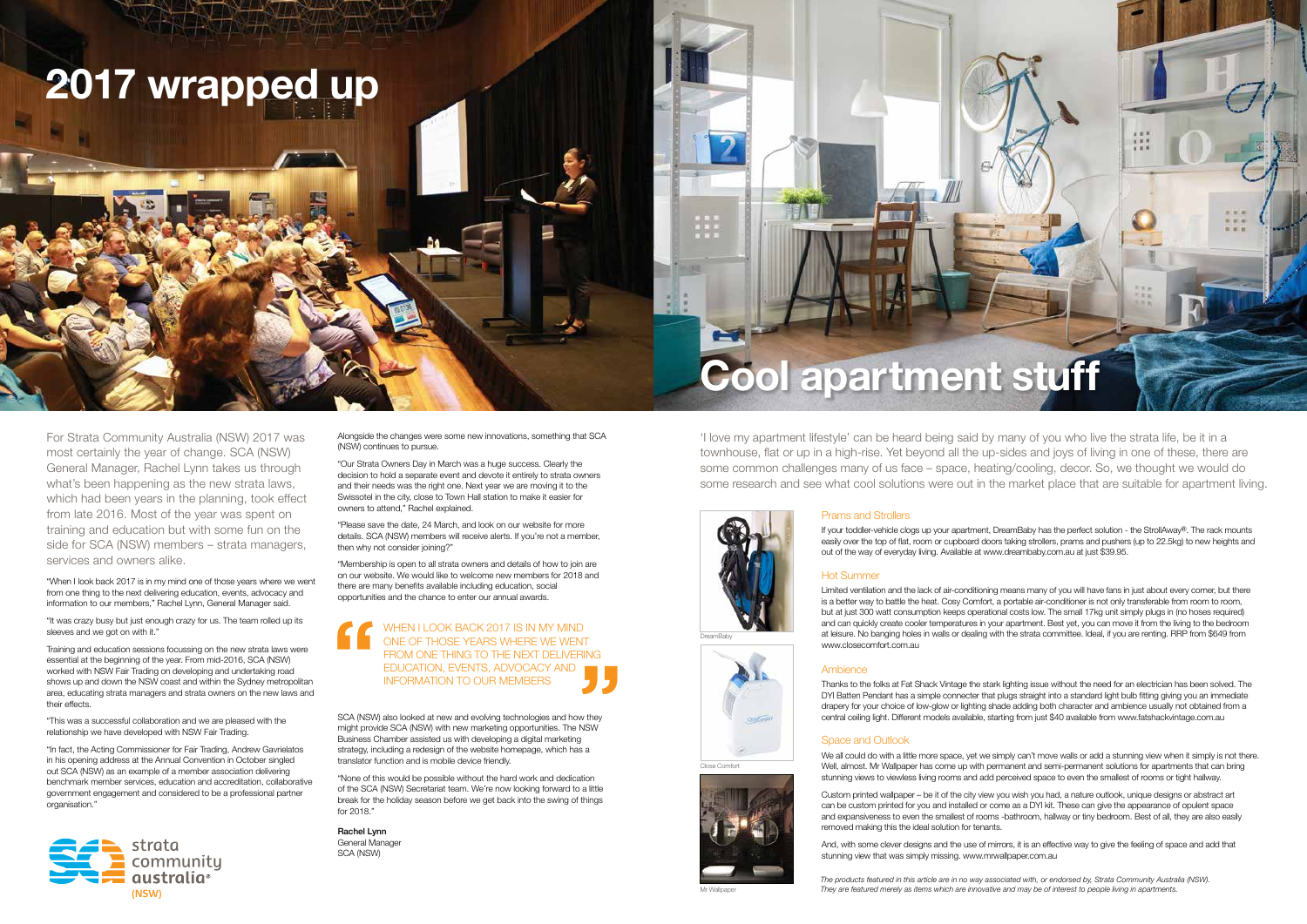# 2017 wrapped up

For Strata Community Australia (NSW) 2017 was most certainly the year of change. SCA (NSW) General Manager, Rachel Lynn takes us through what's been happening as the new strata laws, which had been years in the planning, took effect from late 2016. Most of the year was spent on training and education but with some fun on the side for SCA (NSW) members – strata managers, services and owners alike.

"When I look back 2017 is in my mind one of those years where we went from one thing to the next delivering education, events, advocacy and information to our members," Rachel Lynn, General Manager said.

"It was crazy busy but just enough crazy for us. The team rolled up its sleeves and we got on with it."

Training and education sessions focussing on the new strata laws were essential at the beginning of the year. From mid-2016, SCA (NSW) worked with NSW Fair Trading on developing and undertaking road shows up and down the NSW coast and within the Sydney metropolitan area, educating strata managers and strata owners on the new laws and their effects.

"This was a successful collaboration and we are pleased with the relationship we have developed with NSW Fair Trading.

"In fact, the Acting Commissioner for Fair Trading, Andrew Gavrielatos in his opening address at the Annual Convention in October singled out SCA (NSW) as an example of a member association delivering benchmark member services, education and accreditation, collaborative government engagement and considered to be a professional partner organisation."

Alongside the changes were some new innovations, something that SCA (NSW) continues to pursue.

"Our Strata Owners Day in March was a huge success. Clearly the decision to hold a separate event and devote it entirely to strata owners and their needs was the right one. Next year we are moving it to the Swissotel in the city, close to Town Hall station to make it easier for owners to attend," Rachel explained.

"Please save the date, 24 March, and look on our website for more details. SCA (NSW) members will receive alerts. If you're not a member, then why not consider joining?"

"Membership is open to all strata owners and details of how to join are on our website. We would like to welcome new members for 2018 and there are many benefits available including education, social opportunities and the chance to enter our annual awards.

> "WHEN I LOOK BACK 2017 IS IN MY MIND ONE OF THOSE YEARS WHERE WE WENT FROM ONE THING TO THE NEXT DELIVERING EDUCATION, EVENTS, ADVOCACY AND INFORMATION TO OUR MEMBERS"

SCA (NSW) also looked at new and evolving technologies and how they might provide SCA (NSW) with new marketing opportunities. The NSW Business Chamber assisted us with developing a digital marketing strategy, including a redesign of the website homepage, which has a translator function and is mobile device friendly.

"None of this would be possible without the hard work and dedication of the SCA (NSW) Secretariat team. We're now looking forward to a little break for the holiday season before we get back into the swing of things for 2018."

**Rachel Lynn**
General Manager
SCA (NSW)

# Cool apartment stuff

'I love my apartment lifestyle' can be heard being said by many of you who live the strata life, be it in a townhouse, flat or up in a high-rise. Yet beyond all the up-sides and joys of living in one of these, there are some common challenges many of us face – space, heating/cooling, decor. So, we thought we would do some research and see what cool solutions were out in the market place that are suitable for apartment living.

DreamBaby

Close Comfort

Mr Wallpaper

## Prams and Strollers

If your toddler-vehicle clogs up your apartment, DreamBaby has the perfect solution - the StrollAway®. The rack mounts easily over the top of flat, room or cupboard doors taking strollers, prams and pushers (up to 22.5kg) to new heights and out of the way of everyday living. Available at www.dreambaby.com.au at just $39.95.

## Hot Summer

Limited ventilation and the lack of air-conditioning means many of you will have fans in just about every corner, but there is a better way to battle the heat. Cosy Comfort, a portable air-conditioner is not only transferable from room to room, but at just 300 watt consumption keeps operational costs low. The small 17kg unit simply plugs in (no hoses required) and can quickly create cooler temperatures in your apartment. Best yet, you can move it from the living to the bedroom at leisure. No banging holes in walls or dealing with the strata committee. Ideal, if you are renting. RRP from $649 from www.closecomfort.com.au

## Ambience

Thanks to the folks at Fat Shack Vintage the stark lighting issue without the need for an electrician has been solved. The DYI Batten Pendant has a simple connecter that plugs straight into a standard light bulb fitting giving you an immediate drapery for your choice of low-glow or lighting shade adding both character and ambience usually not obtained from a central ceiling light. Different models available, starting from just $40 available from www.fatshackvintage.com.au

## Space and Outlook

We all could do with a little more space, yet we simply can't move walls or add a stunning view when it simply is not there. Well, almost. Mr Wallpaper has come up with permanent and semi-permanent solutions for apartments that can bring stunning views to viewless living rooms and add perceived space to even the smallest of rooms or tight hallway.

Custom printed wallpaper – be it of the city view you wish you had, a nature outlook, unique designs or abstract art can be custom printed for you and installed or come as a DYI kit. These can give the appearance of opulent space and expansiveness to even the smallest of rooms -bathroom, hallway or tiny bedroom. Best of all, they are also easily removed making this the ideal solution for tenants.

And, with some clever designs and the use of mirrors, it is an effective way to give the feeling of space and add that stunning view that was simply missing. www.mrwallpaper.com.au

*The products featured in this article are in no way associated with, or endorsed by, Strata Community Australia (NSW). They are featured merely as items which are innovative and may be of interest to people living in apartments.*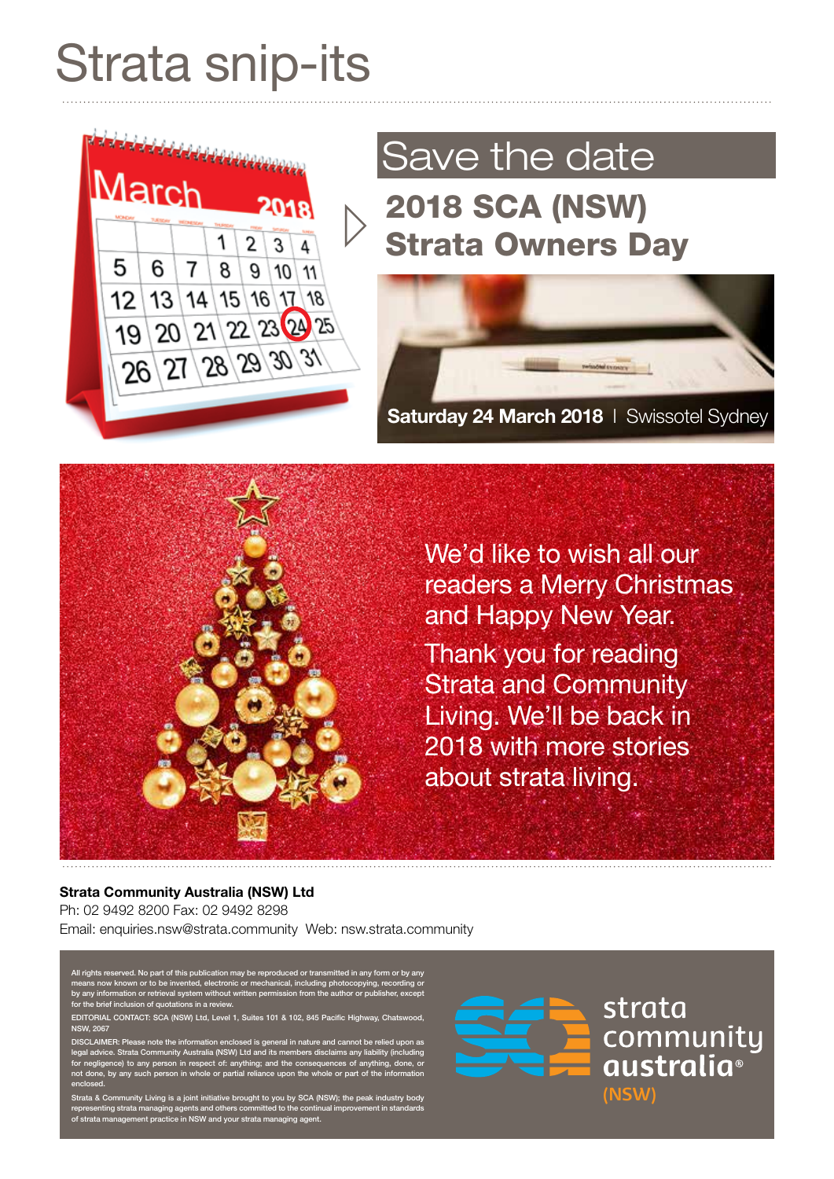# Strata snip-its

## Save the date

### 2018 SCA (NSW) Strata Owners Day

**Saturday 24 March 2018** | Swissotel Sydney

We'd like to wish all our readers a Merry Christmas and Happy New Year.

Thank you for reading Strata and Community Living. We'll be back in 2018 with more stories about strata living.

**Strata Community Australia (NSW) Ltd**
Ph: 02 9492 8200 Fax: 02 9492 8298
Email: enquiries.nsw@strata.community Web: nsw.strata.community

All rights reserved. No part of this publication may be reproduced or transmitted in any form or by any means now known or to be invented, electronic or mechanical, including photocopying, recording or by any information or retrieval system without written permission from the author or publisher, except for the brief inclusion of quotations in a review.

EDITORIAL CONTACT: SCA (NSW) Ltd, Level 1, Suites 101 & 102, 845 Pacific Highway, Chatswood, NSW, 2067

DISCLAIMER: Please note the information enclosed is general in nature and cannot be relied upon as legal advice. Strata Community Australia (NSW) Ltd and its members disclaims any liability (including for negligence) to any person in respect of: anything; and the consequences of anything, done, or not done, by any such person in whole or partial reliance upon the whole or part of the information enclosed.

Strata & Community Living is a joint initiative brought to you by SCA (NSW); the peak industry body representing strata managing agents and others committed to the continual improvement in standards of strata management practice in NSW and your strata managing agent.

strata community australia® (NSW)